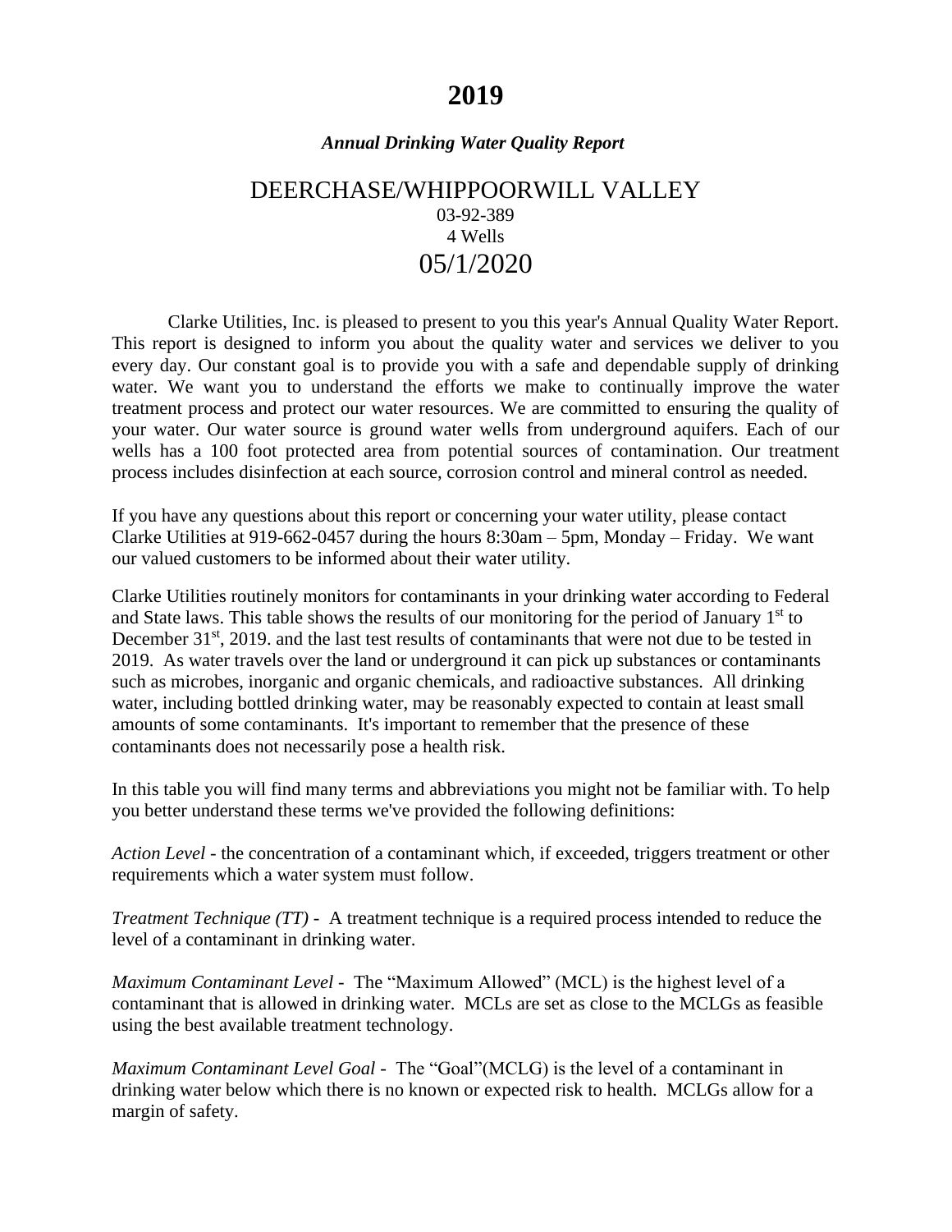# 2019

***Annual Drinking Water Quality Report***

## DEERCHASE/WHIPPOORWILL VALLEY

03-92-389

4 Wells

## 05/1/2020

Clarke Utilities, Inc. is pleased to present to you this year's Annual Quality Water Report. This report is designed to inform you about the quality water and services we deliver to you every day. Our constant goal is to provide you with a safe and dependable supply of drinking water. We want you to understand the efforts we make to continually improve the water treatment process and protect our water resources. We are committed to ensuring the quality of your water. Our water source is ground water wells from underground aquifers. Each of our wells has a 100 foot protected area from potential sources of contamination. Our treatment process includes disinfection at each source, corrosion control and mineral control as needed.

If you have any questions about this report or concerning your water utility, please contact Clarke Utilities at 919-662-0457 during the hours 8:30am – 5pm, Monday – Friday. We want our valued customers to be informed about their water utility.

Clarke Utilities routinely monitors for contaminants in your drinking water according to Federal and State laws. This table shows the results of our monitoring for the period of January 1st to December 31st, 2019. and the last test results of contaminants that were not due to be tested in 2019. As water travels over the land or underground it can pick up substances or contaminants such as microbes, inorganic and organic chemicals, and radioactive substances. All drinking water, including bottled drinking water, may be reasonably expected to contain at least small amounts of some contaminants. It's important to remember that the presence of these contaminants does not necessarily pose a health risk.

In this table you will find many terms and abbreviations you might not be familiar with. To help you better understand these terms we've provided the following definitions:

*Action Level* - the concentration of a contaminant which, if exceeded, triggers treatment or other requirements which a water system must follow.

*Treatment Technique (TT)* - A treatment technique is a required process intended to reduce the level of a contaminant in drinking water.

*Maximum Contaminant Level* - The "Maximum Allowed" (MCL) is the highest level of a contaminant that is allowed in drinking water. MCLs are set as close to the MCLGs as feasible using the best available treatment technology.

*Maximum Contaminant Level Goal* - The "Goal"(MCLG) is the level of a contaminant in drinking water below which there is no known or expected risk to health. MCLGs allow for a margin of safety.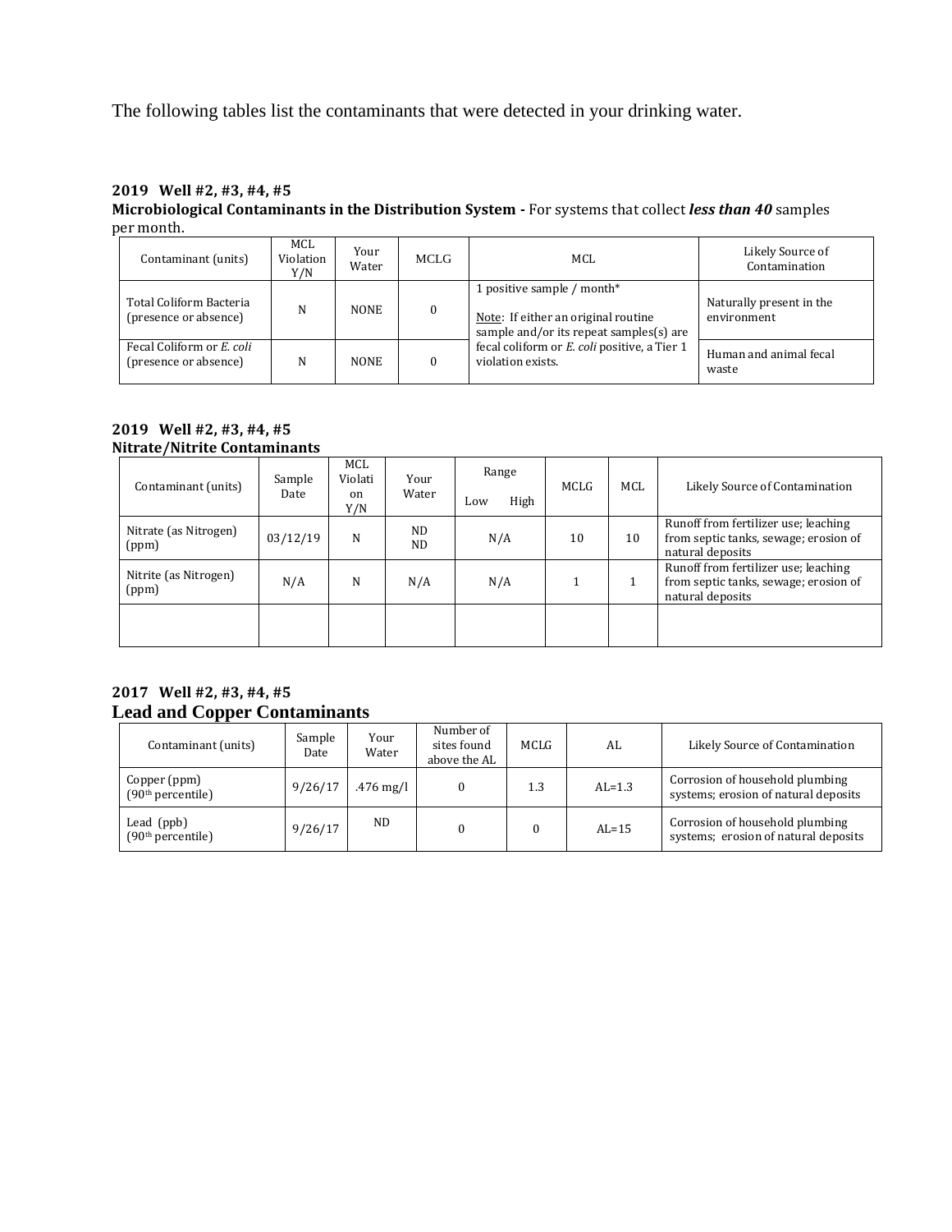The following tables list the contaminants that were detected in your drinking water.

**2019 Well #2, #3, #4, #5**
**Microbiological Contaminants in the Distribution System -** For systems that collect ***less than 40*** samples per month.

| Contaminant (units) | MCL Violation Y/N | Your Water | MCLG | MCL | Likely Source of Contamination |
|---|---|---|---|---|---|
| Total Coliform Bacteria (presence or absence) | N | NONE | 0 | 1 positive sample / month* Note: If either an original routine sample and/or its repeat samples(s) are fecal coliform or *E. coli* positive, a Tier 1 violation exists. | Naturally present in the environment |
| Fecal Coliform or *E. coli* (presence or absence) | N | NONE | 0 | | Human and animal fecal waste |

**2019 Well #2, #3, #4, #5**
**Nitrate/Nitrite Contaminants**

| Contaminant (units) | Sample Date | MCL Violation Y/N | Your Water | Range Low | Range High | MCLG | MCL | Likely Source of Contamination |
|---|---|---|---|---|---|---|---|---|
| Nitrate (as Nitrogen) (ppm) | 03/12/19 | N | ND ND | N/A | | 10 | 10 | Runoff from fertilizer use; leaching from septic tanks, sewage; erosion of natural deposits |
| Nitrite (as Nitrogen) (ppm) | N/A | N | N/A | N/A | | 1 | 1 | Runoff from fertilizer use; leaching from septic tanks, sewage; erosion of natural deposits |
| | | | | | | | | |

**2017 Well #2, #3, #4, #5**
## Lead and Copper Contaminants

| Contaminant (units) | Sample Date | Your Water | Number of sites found above the AL | MCLG | AL | Likely Source of Contamination |
|---|---|---|---|---|---|---|
| Copper (ppm) (90th percentile) | 9/26/17 | .476 mg/l | 0 | 1.3 | AL=1.3 | Corrosion of household plumbing systems; erosion of natural deposits |
| Lead (ppb) (90th percentile) | 9/26/17 | ND | 0 | 0 | AL=15 | Corrosion of household plumbing systems; erosion of natural deposits |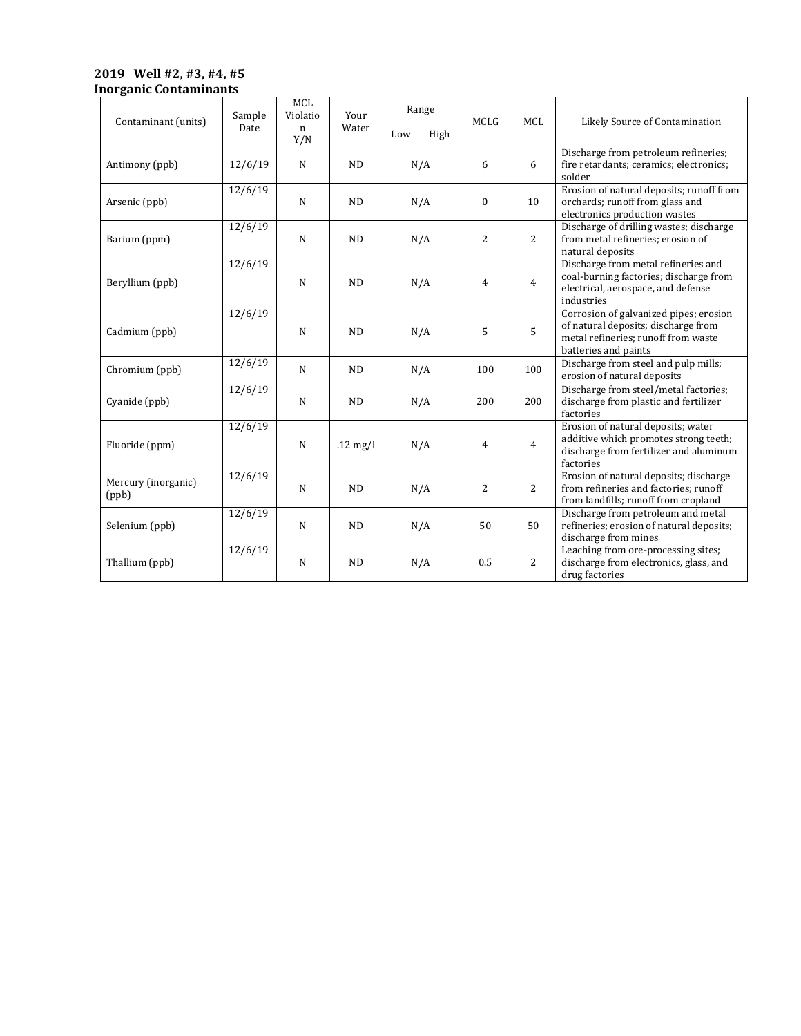**2019 Well #2, #3, #4, #5**
**Inorganic Contaminants**

| Contaminant (units) | Sample Date | MCL Violation Y/N | Your Water | Range Low High | MCLG | MCL | Likely Source of Contamination |
|---|---|---|---|---|---|---|---|
| Antimony (ppb) | 12/6/19 | N | ND | N/A | 6 | 6 | Discharge from petroleum refineries; fire retardants; ceramics; electronics; solder |
| Arsenic (ppb) | 12/6/19 | N | ND | N/A | 0 | 10 | Erosion of natural deposits; runoff from orchards; runoff from glass and electronics production wastes |
| Barium (ppm) | 12/6/19 | N | ND | N/A | 2 | 2 | Discharge of drilling wastes; discharge from metal refineries; erosion of natural deposits |
| Beryllium (ppb) | 12/6/19 | N | ND | N/A | 4 | 4 | Discharge from metal refineries and coal-burning factories; discharge from electrical, aerospace, and defense industries |
| Cadmium (ppb) | 12/6/19 | N | ND | N/A | 5 | 5 | Corrosion of galvanized pipes; erosion of natural deposits; discharge from metal refineries; runoff from waste batteries and paints |
| Chromium (ppb) | 12/6/19 | N | ND | N/A | 100 | 100 | Discharge from steel and pulp mills; erosion of natural deposits |
| Cyanide (ppb) | 12/6/19 | N | ND | N/A | 200 | 200 | Discharge from steel/metal factories; discharge from plastic and fertilizer factories |
| Fluoride (ppm) | 12/6/19 | N | .12 mg/l | N/A | 4 | 4 | Erosion of natural deposits; water additive which promotes strong teeth; discharge from fertilizer and aluminum factories |
| Mercury (inorganic) (ppb) | 12/6/19 | N | ND | N/A | 2 | 2 | Erosion of natural deposits; discharge from refineries and factories; runoff from landfills; runoff from cropland |
| Selenium (ppb) | 12/6/19 | N | ND | N/A | 50 | 50 | Discharge from petroleum and metal refineries; erosion of natural deposits; discharge from mines |
| Thallium (ppb) | 12/6/19 | N | ND | N/A | 0.5 | 2 | Leaching from ore-processing sites; discharge from electronics, glass, and drug factories |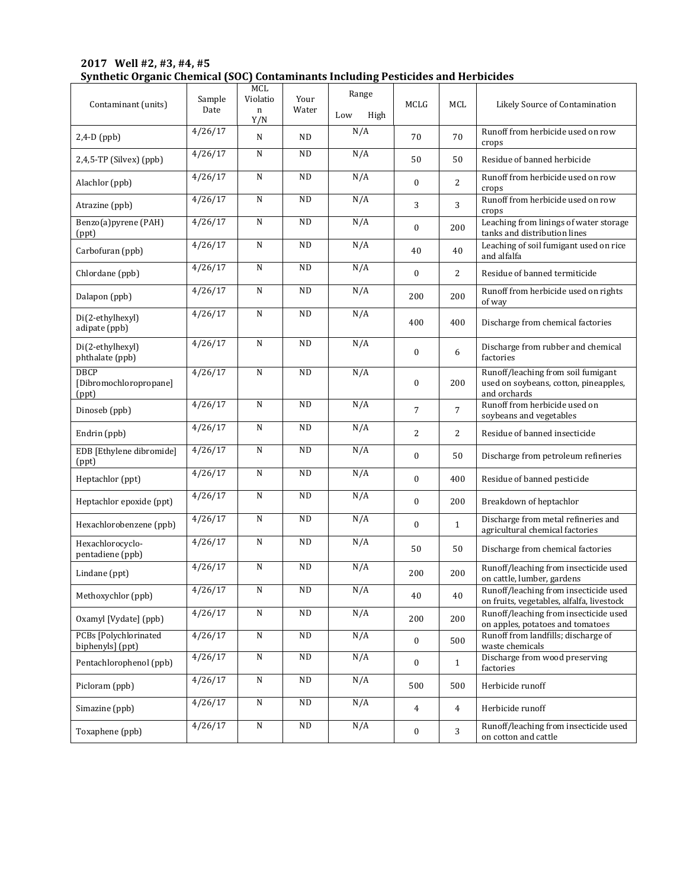**2017 Well #2, #3, #4, #5**
**Synthetic Organic Chemical (SOC) Contaminants Including Pesticides and Herbicides**

| Contaminant (units) | Sample Date | MCL Violation Y/N | Your Water | Range Low High | MCLG | MCL | Likely Source of Contamination |
|---|---|---|---|---|---|---|---|
| 2,4-D (ppb) | 4/26/17 | N | ND | N/A | 70 | 70 | Runoff from herbicide used on row crops |
| 2,4,5-TP (Silvex) (ppb) | 4/26/17 | N | ND | N/A | 50 | 50 | Residue of banned herbicide |
| Alachlor (ppb) | 4/26/17 | N | ND | N/A | 0 | 2 | Runoff from herbicide used on row crops |
| Atrazine (ppb) | 4/26/17 | N | ND | N/A | 3 | 3 | Runoff from herbicide used on row crops |
| Benzo(a)pyrene (PAH) (ppt) | 4/26/17 | N | ND | N/A | 0 | 200 | Leaching from linings of water storage tanks and distribution lines |
| Carbofuran (ppb) | 4/26/17 | N | ND | N/A | 40 | 40 | Leaching of soil fumigant used on rice and alfalfa |
| Chlordane (ppb) | 4/26/17 | N | ND | N/A | 0 | 2 | Residue of banned termiticide |
| Dalapon (ppb) | 4/26/17 | N | ND | N/A | 200 | 200 | Runoff from herbicide used on rights of way |
| Di(2-ethylhexyl) adipate (ppb) | 4/26/17 | N | ND | N/A | 400 | 400 | Discharge from chemical factories |
| Di(2-ethylhexyl) phthalate (ppb) | 4/26/17 | N | ND | N/A | 0 | 6 | Discharge from rubber and chemical factories |
| DBCP [Dibromochloropropane] (ppt) | 4/26/17 | N | ND | N/A | 0 | 200 | Runoff/leaching from soil fumigant used on soybeans, cotton, pineapples, and orchards |
| Dinoseb (ppb) | 4/26/17 | N | ND | N/A | 7 | 7 | Runoff from herbicide used on soybeans and vegetables |
| Endrin (ppb) | 4/26/17 | N | ND | N/A | 2 | 2 | Residue of banned insecticide |
| EDB [Ethylene dibromide] (ppt) | 4/26/17 | N | ND | N/A | 0 | 50 | Discharge from petroleum refineries |
| Heptachlor (ppt) | 4/26/17 | N | ND | N/A | 0 | 400 | Residue of banned pesticide |
| Heptachlor epoxide (ppt) | 4/26/17 | N | ND | N/A | 0 | 200 | Breakdown of heptachlor |
| Hexachlorobenzene (ppb) | 4/26/17 | N | ND | N/A | 0 | 1 | Discharge from metal refineries and agricultural chemical factories |
| Hexachlorocyclo-pentadiene (ppb) | 4/26/17 | N | ND | N/A | 50 | 50 | Discharge from chemical factories |
| Lindane (ppt) | 4/26/17 | N | ND | N/A | 200 | 200 | Runoff/leaching from insecticide used on cattle, lumber, gardens |
| Methoxychlor (ppb) | 4/26/17 | N | ND | N/A | 40 | 40 | Runoff/leaching from insecticide used on fruits, vegetables, alfalfa, livestock |
| Oxamyl [Vydate] (ppb) | 4/26/17 | N | ND | N/A | 200 | 200 | Runoff/leaching from insecticide used on apples, potatoes and tomatoes |
| PCBs [Polychlorinated biphenyls] (ppt) | 4/26/17 | N | ND | N/A | 0 | 500 | Runoff from landfills; discharge of waste chemicals |
| Pentachlorophenol (ppb) | 4/26/17 | N | ND | N/A | 0 | 1 | Discharge from wood preserving factories |
| Picloram (ppb) | 4/26/17 | N | ND | N/A | 500 | 500 | Herbicide runoff |
| Simazine (ppb) | 4/26/17 | N | ND | N/A | 4 | 4 | Herbicide runoff |
| Toxaphene (ppb) | 4/26/17 | N | ND | N/A | 0 | 3 | Runoff/leaching from insecticide used on cotton and cattle |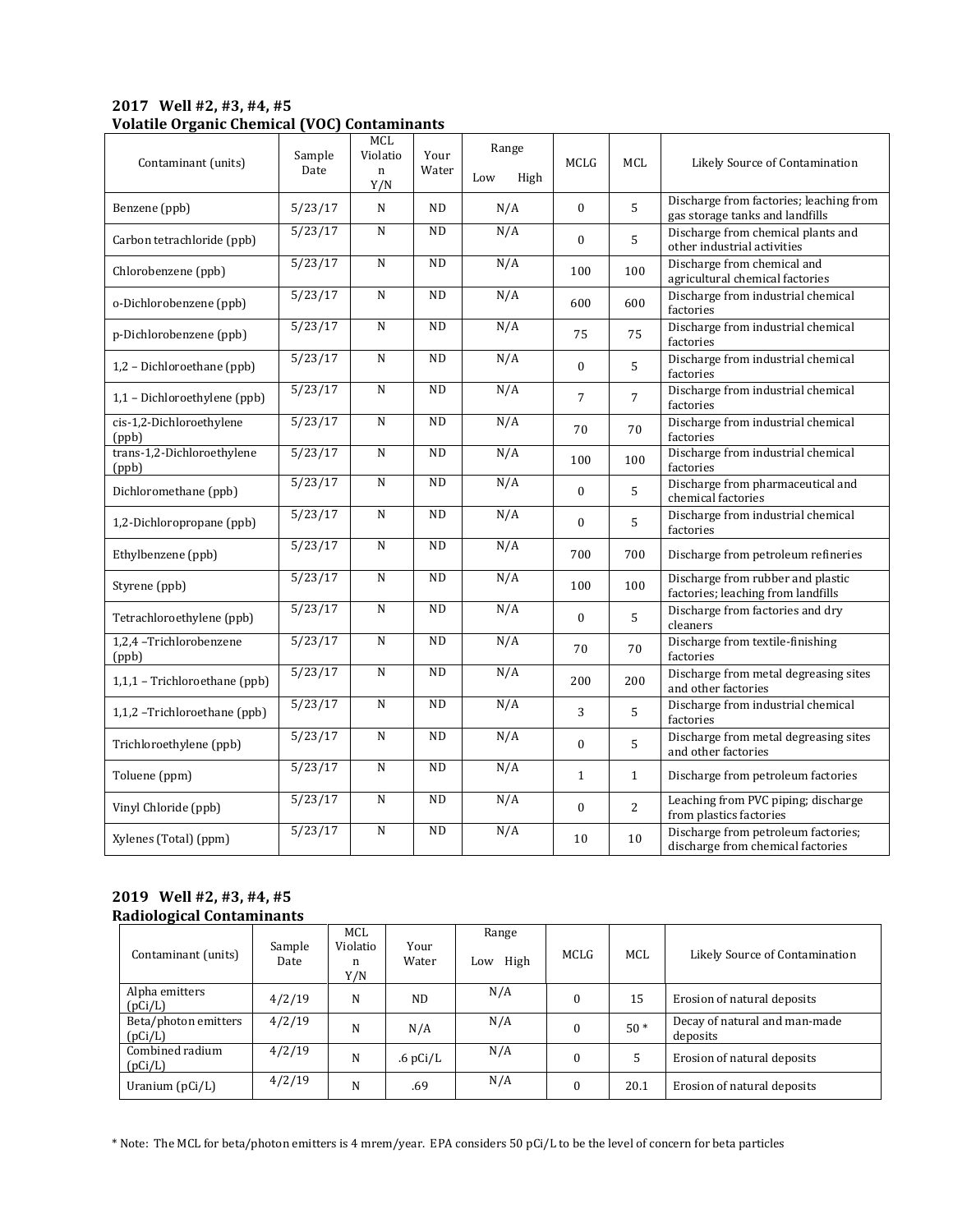**2017 Well #2, #3, #4, #5**
**Volatile Organic Chemical (VOC) Contaminants**

| Contaminant (units) | Sample Date | MCL Violation Y/N | Your Water | Range Low High | MCLG | MCL | Likely Source of Contamination |
|---|---|---|---|---|---|---|---|
| Benzene (ppb) | 5/23/17 | N | ND | N/A | 0 | 5 | Discharge from factories; leaching from gas storage tanks and landfills |
| Carbon tetrachloride (ppb) | 5/23/17 | N | ND | N/A | 0 | 5 | Discharge from chemical plants and other industrial activities |
| Chlorobenzene (ppb) | 5/23/17 | N | ND | N/A | 100 | 100 | Discharge from chemical and agricultural chemical factories |
| o-Dichlorobenzene (ppb) | 5/23/17 | N | ND | N/A | 600 | 600 | Discharge from industrial chemical factories |
| p-Dichlorobenzene (ppb) | 5/23/17 | N | ND | N/A | 75 | 75 | Discharge from industrial chemical factories |
| 1,2 – Dichloroethane (ppb) | 5/23/17 | N | ND | N/A | 0 | 5 | Discharge from industrial chemical factories |
| 1,1 – Dichloroethylene (ppb) | 5/23/17 | N | ND | N/A | 7 | 7 | Discharge from industrial chemical factories |
| cis-1,2-Dichloroethylene (ppb) | 5/23/17 | N | ND | N/A | 70 | 70 | Discharge from industrial chemical factories |
| trans-1,2-Dichloroethylene (ppb) | 5/23/17 | N | ND | N/A | 100 | 100 | Discharge from industrial chemical factories |
| Dichloromethane (ppb) | 5/23/17 | N | ND | N/A | 0 | 5 | Discharge from pharmaceutical and chemical factories |
| 1,2-Dichloropropane (ppb) | 5/23/17 | N | ND | N/A | 0 | 5 | Discharge from industrial chemical factories |
| Ethylbenzene (ppb) | 5/23/17 | N | ND | N/A | 700 | 700 | Discharge from petroleum refineries |
| Styrene (ppb) | 5/23/17 | N | ND | N/A | 100 | 100 | Discharge from rubber and plastic factories; leaching from landfills |
| Tetrachloroethylene (ppb) | 5/23/17 | N | ND | N/A | 0 | 5 | Discharge from factories and dry cleaners |
| 1,2,4 –Trichlorobenzene (ppb) | 5/23/17 | N | ND | N/A | 70 | 70 | Discharge from textile-finishing factories |
| 1,1,1 – Trichloroethane (ppb) | 5/23/17 | N | ND | N/A | 200 | 200 | Discharge from metal degreasing sites and other factories |
| 1,1,2 –Trichloroethane (ppb) | 5/23/17 | N | ND | N/A | 3 | 5 | Discharge from industrial chemical factories |
| Trichloroethylene (ppb) | 5/23/17 | N | ND | N/A | 0 | 5 | Discharge from metal degreasing sites and other factories |
| Toluene (ppm) | 5/23/17 | N | ND | N/A | 1 | 1 | Discharge from petroleum factories |
| Vinyl Chloride (ppb) | 5/23/17 | N | ND | N/A | 0 | 2 | Leaching from PVC piping; discharge from plastics factories |
| Xylenes (Total) (ppm) | 5/23/17 | N | ND | N/A | 10 | 10 | Discharge from petroleum factories; discharge from chemical factories |

**2019 Well #2, #3, #4, #5**
**Radiological Contaminants**

| Contaminant (units) | Sample Date | MCL Violation Y/N | Your Water | Range Low High | MCLG | MCL | Likely Source of Contamination |
|---|---|---|---|---|---|---|---|
| Alpha emitters (pCi/L) | 4/2/19 | N | ND | N/A | 0 | 15 | Erosion of natural deposits |
| Beta/photon emitters (pCi/L) | 4/2/19 | N | N/A | N/A | 0 | 50 * | Decay of natural and man-made deposits |
| Combined radium (pCi/L) | 4/2/19 | N | .6 pCi/L | N/A | 0 | 5 | Erosion of natural deposits |
| Uranium (pCi/L) | 4/2/19 | N | .69 | N/A | 0 | 20.1 | Erosion of natural deposits |

* Note: The MCL for beta/photon emitters is 4 mrem/year. EPA considers 50 pCi/L to be the level of concern for beta particles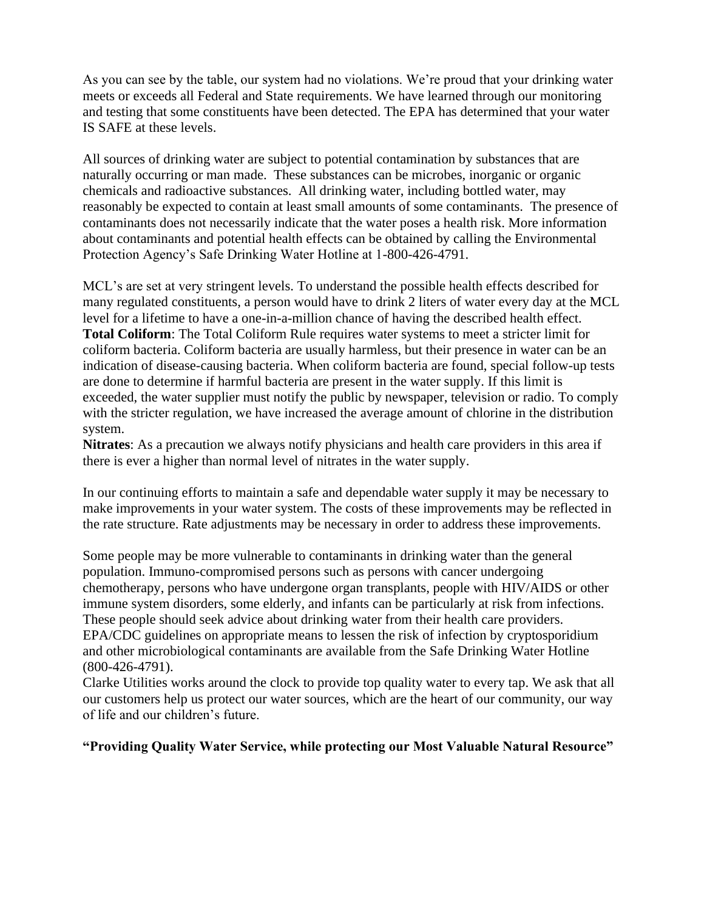As you can see by the table, our system had no violations. We're proud that your drinking water meets or exceeds all Federal and State requirements. We have learned through our monitoring and testing that some constituents have been detected. The EPA has determined that your water IS SAFE at these levels.

All sources of drinking water are subject to potential contamination by substances that are naturally occurring or man made. These substances can be microbes, inorganic or organic chemicals and radioactive substances. All drinking water, including bottled water, may reasonably be expected to contain at least small amounts of some contaminants. The presence of contaminants does not necessarily indicate that the water poses a health risk. More information about contaminants and potential health effects can be obtained by calling the Environmental Protection Agency's Safe Drinking Water Hotline at 1-800-426-4791.

MCL's are set at very stringent levels. To understand the possible health effects described for many regulated constituents, a person would have to drink 2 liters of water every day at the MCL level for a lifetime to have a one-in-a-million chance of having the described health effect.
**Total Coliform**: The Total Coliform Rule requires water systems to meet a stricter limit for coliform bacteria. Coliform bacteria are usually harmless, but their presence in water can be an indication of disease-causing bacteria. When coliform bacteria are found, special follow-up tests are done to determine if harmful bacteria are present in the water supply. If this limit is exceeded, the water supplier must notify the public by newspaper, television or radio. To comply with the stricter regulation, we have increased the average amount of chlorine in the distribution system.
**Nitrates**: As a precaution we always notify physicians and health care providers in this area if there is ever a higher than normal level of nitrates in the water supply.

In our continuing efforts to maintain a safe and dependable water supply it may be necessary to make improvements in your water system. The costs of these improvements may be reflected in the rate structure. Rate adjustments may be necessary in order to address these improvements.

Some people may be more vulnerable to contaminants in drinking water than the general population. Immuno-compromised persons such as persons with cancer undergoing chemotherapy, persons who have undergone organ transplants, people with HIV/AIDS or other immune system disorders, some elderly, and infants can be particularly at risk from infections. These people should seek advice about drinking water from their health care providers. EPA/CDC guidelines on appropriate means to lessen the risk of infection by cryptosporidium and other microbiological contaminants are available from the Safe Drinking Water Hotline (800-426-4791).
Clarke Utilities works around the clock to provide top quality water to every tap. We ask that all our customers help us protect our water sources, which are the heart of our community, our way of life and our children's future.

**"Providing Quality Water Service, while protecting our Most Valuable Natural Resource"**